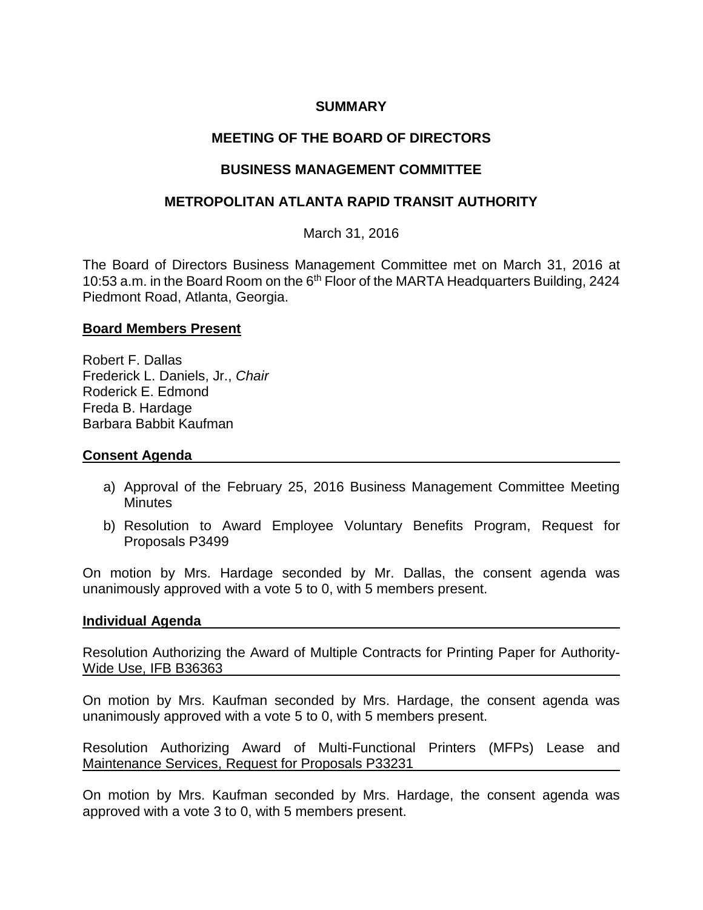**SUMMARY**

**MEETING OF THE BOARD OF DIRECTORS**

**BUSINESS MANAGEMENT COMMITTEE**

**METROPOLITAN ATLANTA RAPID TRANSIT AUTHORITY**

March 31, 2016

The Board of Directors Business Management Committee met on March 31, 2016 at 10:53 a.m. in the Board Room on the 6th Floor of the MARTA Headquarters Building, 2424 Piedmont Road, Atlanta, Georgia.

**Board Members Present**

Robert F. Dallas
Frederick L. Daniels, Jr., *Chair*
Roderick E. Edmond
Freda B. Hardage
Barbara Babbit Kaufman

**Consent Agenda**

a) Approval of the February 25, 2016 Business Management Committee Meeting Minutes
b) Resolution to Award Employee Voluntary Benefits Program, Request for Proposals P3499

On motion by Mrs. Hardage seconded by Mr. Dallas, the consent agenda was unanimously approved with a vote 5 to 0, with 5 members present.

**Individual Agenda**

Resolution Authorizing the Award of Multiple Contracts for Printing Paper for Authority-Wide Use, IFB B36363

On motion by Mrs. Kaufman seconded by Mrs. Hardage, the consent agenda was unanimously approved with a vote 5 to 0, with 5 members present.

Resolution Authorizing Award of Multi-Functional Printers (MFPs) Lease and Maintenance Services, Request for Proposals P33231

On motion by Mrs. Kaufman seconded by Mrs. Hardage, the consent agenda was approved with a vote 3 to 0, with 5 members present.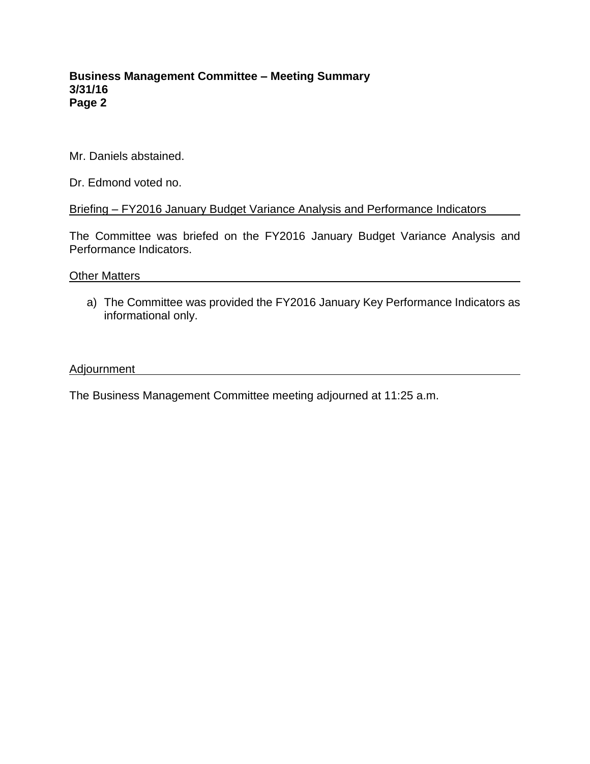Mr. Daniels abstained.

Dr. Edmond voted no.

## Briefing – FY2016 January Budget Variance Analysis and Performance Indicators

The Committee was briefed on the FY2016 January Budget Variance Analysis and Performance Indicators.

## Other Matters

a) The Committee was provided the FY2016 January Key Performance Indicators as informational only.

## Adjournment

The Business Management Committee meeting adjourned at 11:25 a.m.